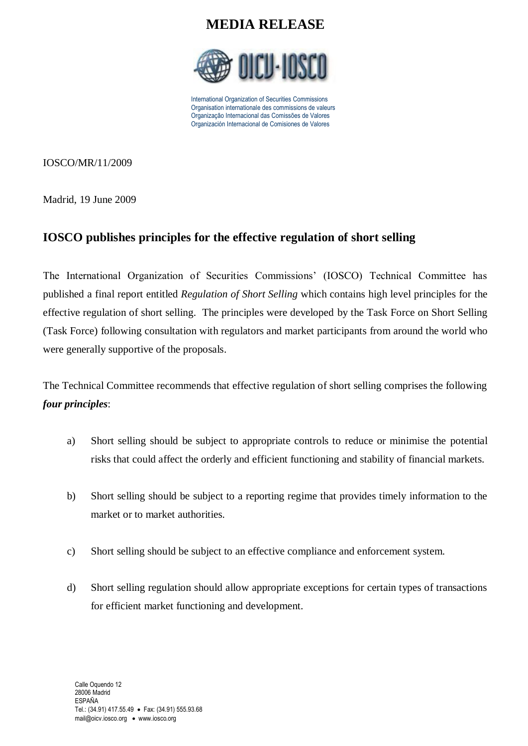# MEDIA RELEASE

International Organization of Securities Commissions
Organisation internationale des commissions de valeurs
Organização Internacional das Comissões de Valores
Organización Internacional de Comisiones de Valores

IOSCO/MR/11/2009

Madrid, 19 June 2009

## IOSCO publishes principles for the effective regulation of short selling

The International Organization of Securities Commissions' (IOSCO) Technical Committee has published a final report entitled *Regulation of Short Selling* which contains high level principles for the effective regulation of short selling. The principles were developed by the Task Force on Short Selling (Task Force) following consultation with regulators and market participants from around the world who were generally supportive of the proposals.

The Technical Committee recommends that effective regulation of short selling comprises the following ***four principles***:

a) Short selling should be subject to appropriate controls to reduce or minimise the potential risks that could affect the orderly and efficient functioning and stability of financial markets.

b) Short selling should be subject to a reporting regime that provides timely information to the market or to market authorities.

c) Short selling should be subject to an effective compliance and enforcement system.

d) Short selling regulation should allow appropriate exceptions for certain types of transactions for efficient market functioning and development.

Calle Oquendo 12
28006 Madrid
ESPAÑA
Tel.: (34.91) 417.55.49 • Fax: (34.91) 555.93.68
mail@oicv.iosco.org • www.iosco.org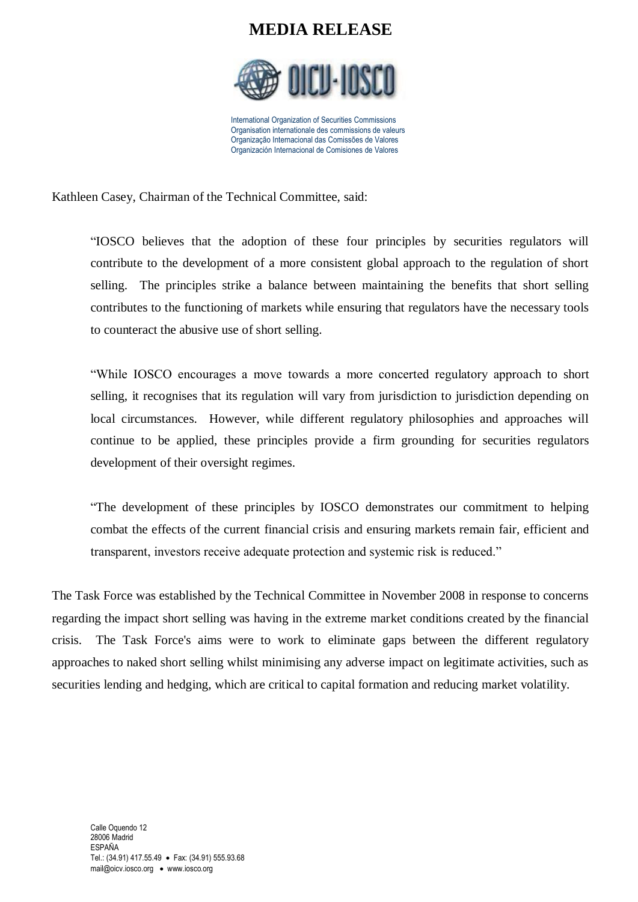Kathleen Casey, Chairman of the Technical Committee, said:

> "IOSCO believes that the adoption of these four principles by securities regulators will contribute to the development of a more consistent global approach to the regulation of short selling. The principles strike a balance between maintaining the benefits that short selling contributes to the functioning of markets while ensuring that regulators have the necessary tools to counteract the abusive use of short selling.
>
> "While IOSCO encourages a move towards a more concerted regulatory approach to short selling, it recognises that its regulation will vary from jurisdiction to jurisdiction depending on local circumstances. However, while different regulatory philosophies and approaches will continue to be applied, these principles provide a firm grounding for securities regulators development of their oversight regimes.
>
> "The development of these principles by IOSCO demonstrates our commitment to helping combat the effects of the current financial crisis and ensuring markets remain fair, efficient and transparent, investors receive adequate protection and systemic risk is reduced."

The Task Force was established by the Technical Committee in November 2008 in response to concerns regarding the impact short selling was having in the extreme market conditions created by the financial crisis. The Task Force's aims were to work to eliminate gaps between the different regulatory approaches to naked short selling whilst minimising any adverse impact on legitimate activities, such as securities lending and hedging, which are critical to capital formation and reducing market volatility.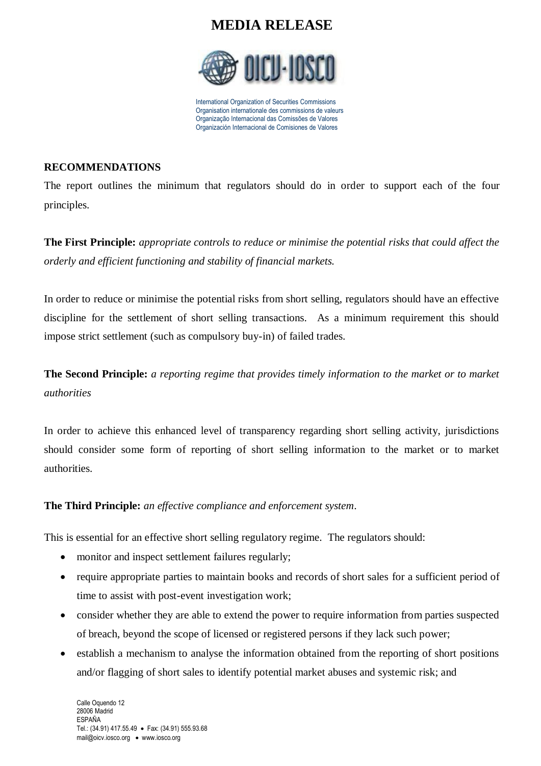**RECOMMENDATIONS**

The report outlines the minimum that regulators should do in order to support each of the four principles.

**The First Principle:** *appropriate controls to reduce or minimise the potential risks that could affect the orderly and efficient functioning and stability of financial markets.*

In order to reduce or minimise the potential risks from short selling, regulators should have an effective discipline for the settlement of short selling transactions. As a minimum requirement this should impose strict settlement (such as compulsory buy-in) of failed trades.

**The Second Principle:** *a reporting regime that provides timely information to the market or to market authorities*

In order to achieve this enhanced level of transparency regarding short selling activity, jurisdictions should consider some form of reporting of short selling information to the market or to market authorities.

**The Third Principle:** *an effective compliance and enforcement system*.

This is essential for an effective short selling regulatory regime. The regulators should:

- monitor and inspect settlement failures regularly;
- require appropriate parties to maintain books and records of short sales for a sufficient period of time to assist with post-event investigation work;
- consider whether they are able to extend the power to require information from parties suspected of breach, beyond the scope of licensed or registered persons if they lack such power;
- establish a mechanism to analyse the information obtained from the reporting of short positions and/or flagging of short sales to identify potential market abuses and systemic risk; and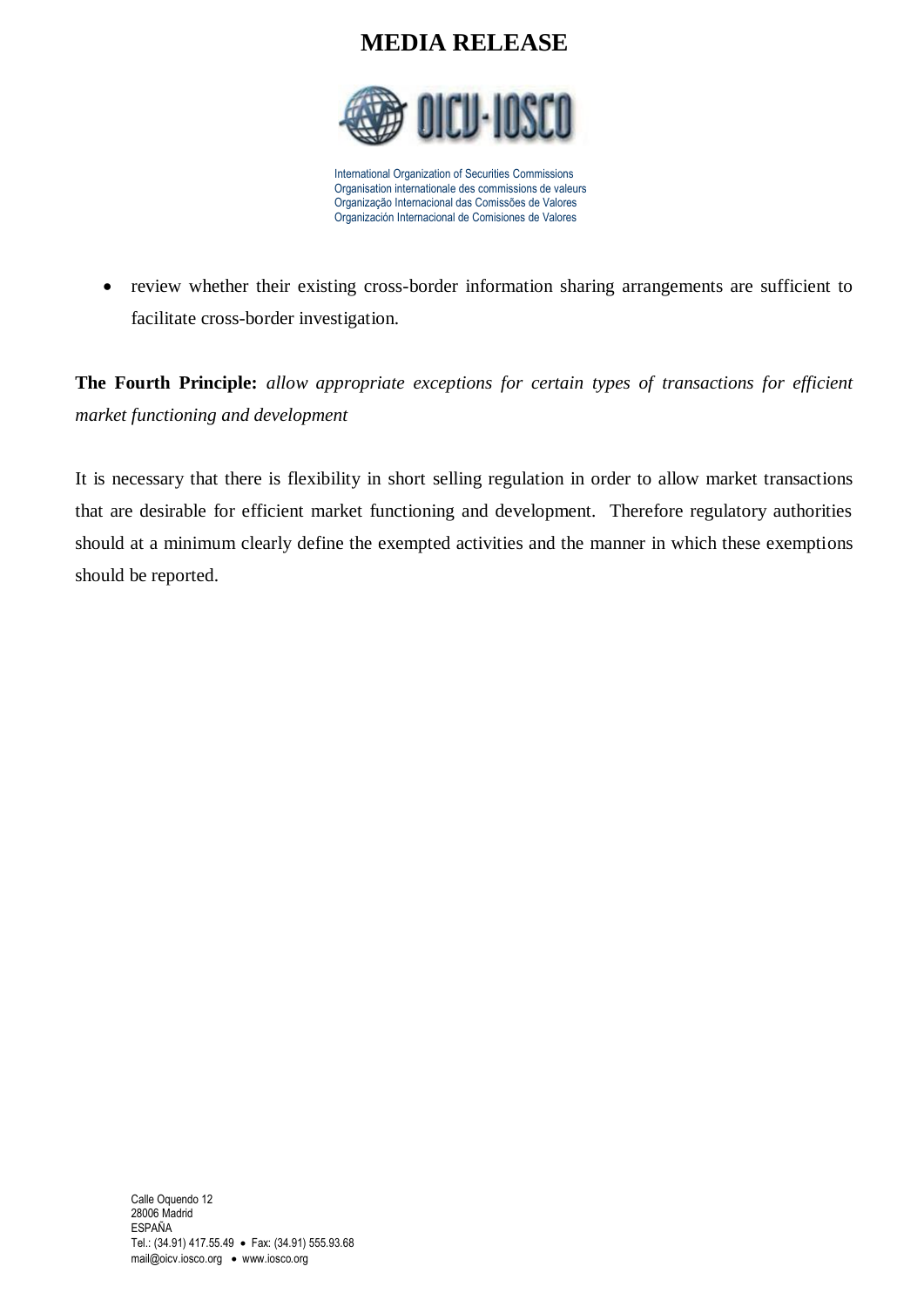- review whether their existing cross-border information sharing arrangements are sufficient to facilitate cross-border investigation.

**The Fourth Principle:** *allow appropriate exceptions for certain types of transactions for efficient market functioning and development*

It is necessary that there is flexibility in short selling regulation in order to allow market transactions that are desirable for efficient market functioning and development. Therefore regulatory authorities should at a minimum clearly define the exempted activities and the manner in which these exemptions should be reported.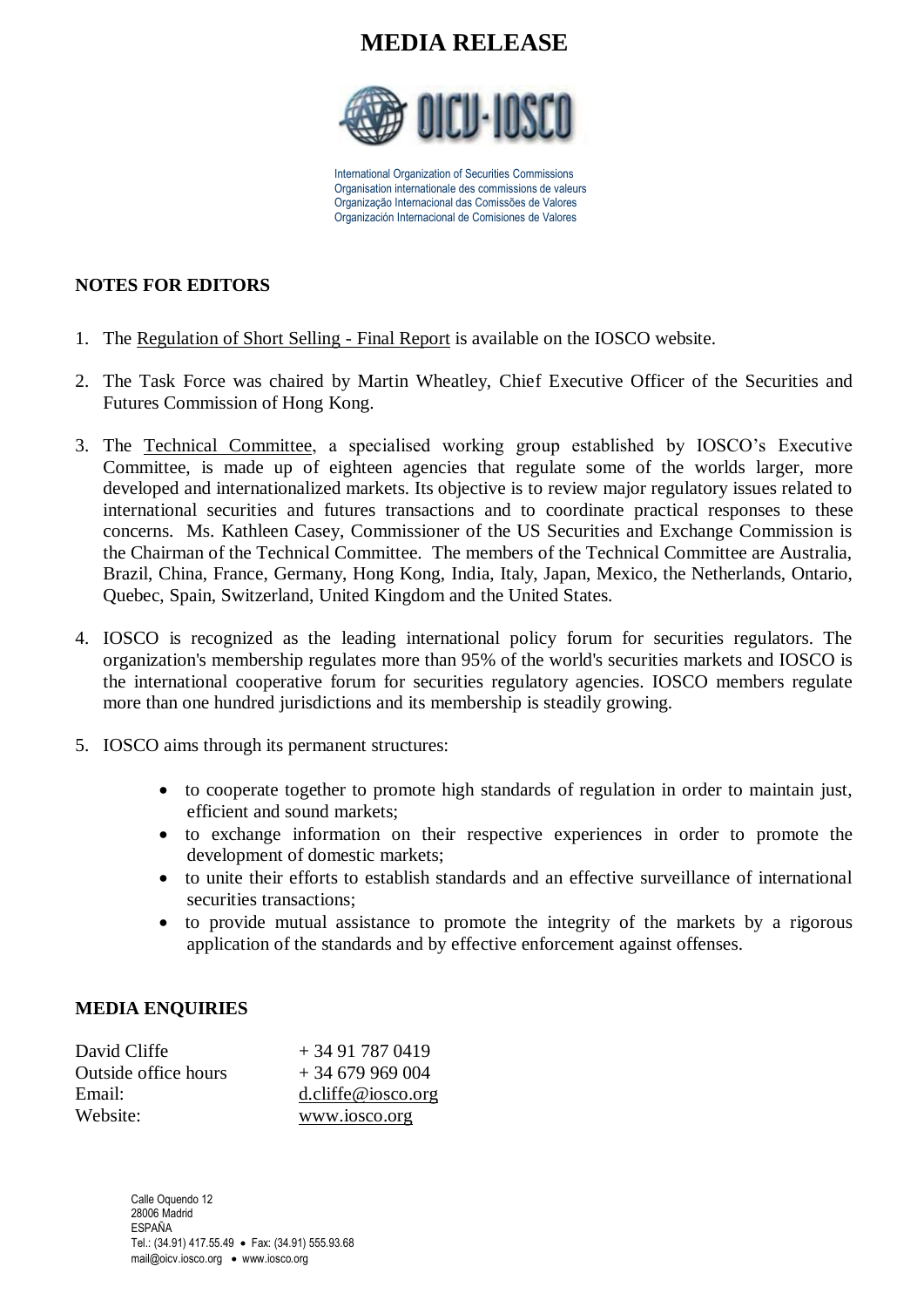# MEDIA RELEASE

International Organization of Securities Commissions
Organisation internationale des commissions de valeurs
Organização Internacional das Comissões de Valores
Organización Internacional de Comisiones de Valores

## NOTES FOR EDITORS

1. The Regulation of Short Selling - Final Report is available on the IOSCO website.

2. The Task Force was chaired by Martin Wheatley, Chief Executive Officer of the Securities and Futures Commission of Hong Kong.

3. The Technical Committee, a specialised working group established by IOSCO's Executive Committee, is made up of eighteen agencies that regulate some of the worlds larger, more developed and internationalized markets. Its objective is to review major regulatory issues related to international securities and futures transactions and to coordinate practical responses to these concerns. Ms. Kathleen Casey, Commissioner of the US Securities and Exchange Commission is the Chairman of the Technical Committee. The members of the Technical Committee are Australia, Brazil, China, France, Germany, Hong Kong, India, Italy, Japan, Mexico, the Netherlands, Ontario, Quebec, Spain, Switzerland, United Kingdom and the United States.

4. IOSCO is recognized as the leading international policy forum for securities regulators. The organization's membership regulates more than 95% of the world's securities markets and IOSCO is the international cooperative forum for securities regulatory agencies. IOSCO members regulate more than one hundred jurisdictions and its membership is steadily growing.

5. IOSCO aims through its permanent structures:

   - to cooperate together to promote high standards of regulation in order to maintain just, efficient and sound markets;
   - to exchange information on their respective experiences in order to promote the development of domestic markets;
   - to unite their efforts to establish standards and an effective surveillance of international securities transactions;
   - to provide mutual assistance to promote the integrity of the markets by a rigorous application of the standards and by effective enforcement against offenses.

## MEDIA ENQUIRIES

| | |
|---|---|
| David Cliffe | + 34 91 787 0419 |
| Outside office hours | + 34 679 969 004 |
| Email: | d.cliffe@iosco.org |
| Website: | www.iosco.org |

Calle Oquendo 12
28006 Madrid
ESPAÑA
Tel.: (34.91) 417.55.49 • Fax: (34.91) 555.93.68
mail@oicv.iosco.org • www.iosco.org